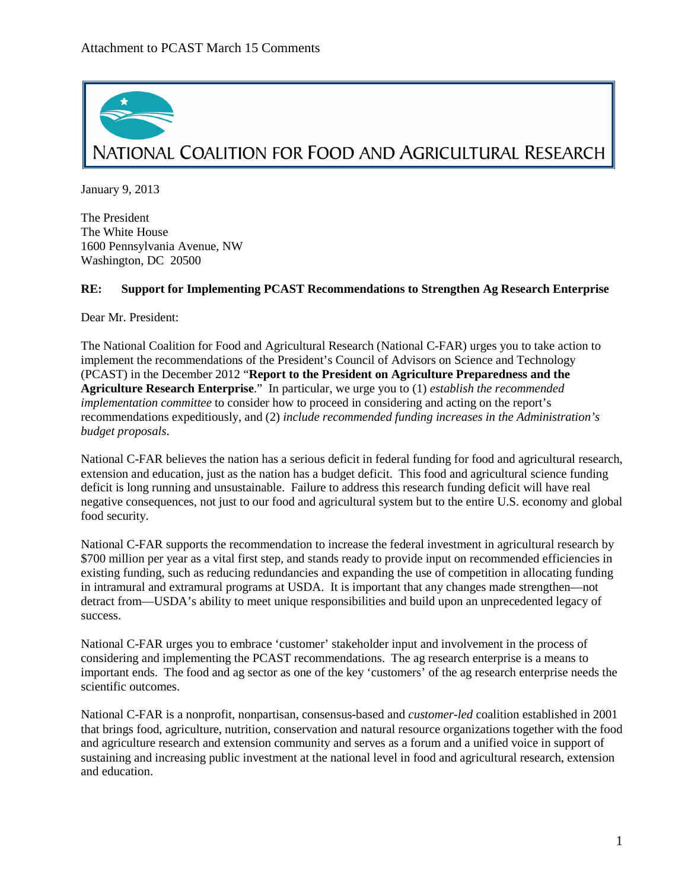Attachment to PCAST March 15 Comments

# NATIONAL COALITION FOR FOOD AND AGRICULTURAL RESEARCH

January 9, 2013

The President
The White House
1600 Pennsylvania Avenue, NW
Washington, DC 20500

**RE: Support for Implementing PCAST Recommendations to Strengthen Ag Research Enterprise**

Dear Mr. President:

The National Coalition for Food and Agricultural Research (National C-FAR) urges you to take action to implement the recommendations of the President's Council of Advisors on Science and Technology (PCAST) in the December 2012 "**Report to the President on Agriculture Preparedness and the Agriculture Research Enterprise**." In particular, we urge you to (1) *establish the recommended implementation committee* to consider how to proceed in considering and acting on the report's recommendations expeditiously, and (2) *include recommended funding increases in the Administration's budget proposals*.

National C-FAR believes the nation has a serious deficit in federal funding for food and agricultural research, extension and education, just as the nation has a budget deficit. This food and agricultural science funding deficit is long running and unsustainable. Failure to address this research funding deficit will have real negative consequences, not just to our food and agricultural system but to the entire U.S. economy and global food security.

National C-FAR supports the recommendation to increase the federal investment in agricultural research by $700 million per year as a vital first step, and stands ready to provide input on recommended efficiencies in existing funding, such as reducing redundancies and expanding the use of competition in allocating funding in intramural and extramural programs at USDA. It is important that any changes made strengthen—not detract from—USDA's ability to meet unique responsibilities and build upon an unprecedented legacy of success.

National C-FAR urges you to embrace 'customer' stakeholder input and involvement in the process of considering and implementing the PCAST recommendations. The ag research enterprise is a means to important ends. The food and ag sector as one of the key 'customers' of the ag research enterprise needs the scientific outcomes.

National C-FAR is a nonprofit, nonpartisan, consensus-based and *customer-led* coalition established in 2001 that brings food, agriculture, nutrition, conservation and natural resource organizations together with the food and agriculture research and extension community and serves as a forum and a unified voice in support of sustaining and increasing public investment at the national level in food and agricultural research, extension and education.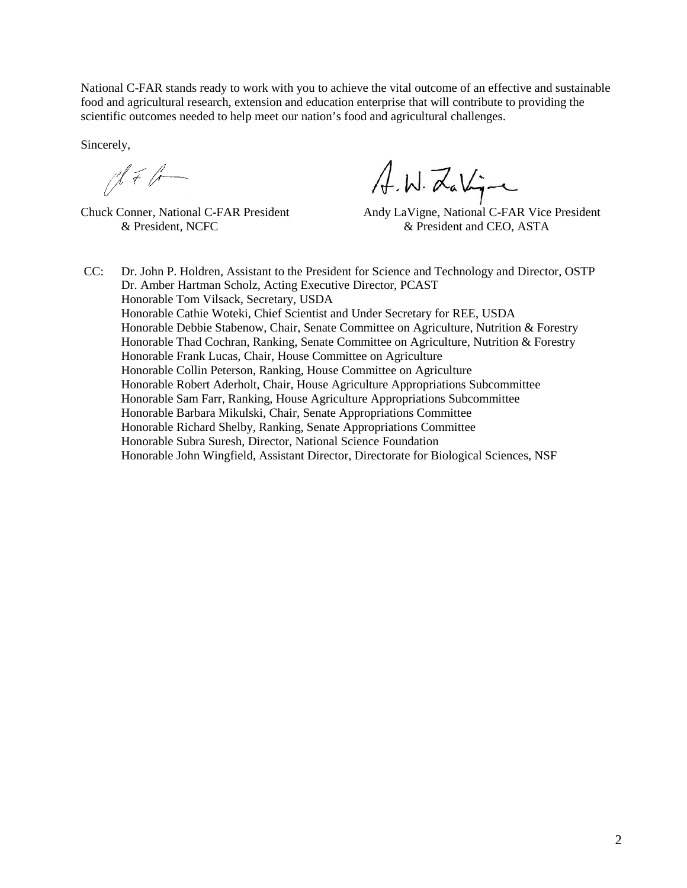National C-FAR stands ready to work with you to achieve the vital outcome of an effective and sustainable food and agricultural research, extension and education enterprise that will contribute to providing the scientific outcomes needed to help meet our nation's food and agricultural challenges.

Sincerely,

Chuck Conner, National C-FAR President
& President, NCFC

Andy LaVigne, National C-FAR Vice President
& President and CEO, ASTA

CC: Dr. John P. Holdren, Assistant to the President for Science and Technology and Director, OSTP
Dr. Amber Hartman Scholz, Acting Executive Director, PCAST
Honorable Tom Vilsack, Secretary, USDA
Honorable Cathie Woteki, Chief Scientist and Under Secretary for REE, USDA
Honorable Debbie Stabenow, Chair, Senate Committee on Agriculture, Nutrition & Forestry
Honorable Thad Cochran, Ranking, Senate Committee on Agriculture, Nutrition & Forestry
Honorable Frank Lucas, Chair, House Committee on Agriculture
Honorable Collin Peterson, Ranking, House Committee on Agriculture
Honorable Robert Aderholt, Chair, House Agriculture Appropriations Subcommittee
Honorable Sam Farr, Ranking, House Agriculture Appropriations Subcommittee
Honorable Barbara Mikulski, Chair, Senate Appropriations Committee
Honorable Richard Shelby, Ranking, Senate Appropriations Committee
Honorable Subra Suresh, Director, National Science Foundation
Honorable John Wingfield, Assistant Director, Directorate for Biological Sciences, NSF